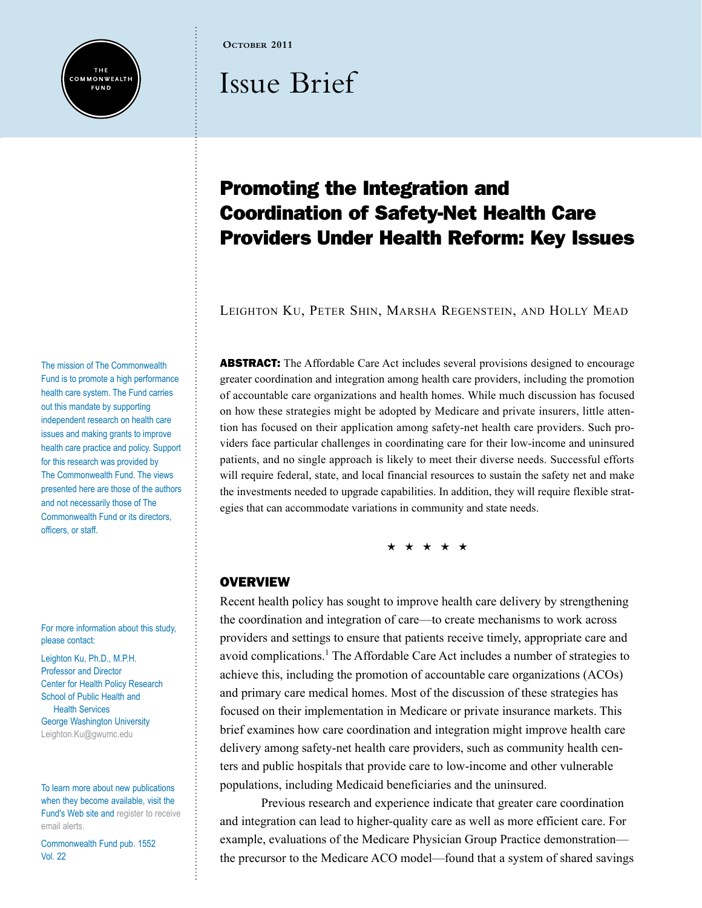October 2011

# Issue Brief

## Promoting the Integration and Coordination of Safety-Net Health Care Providers Under Health Reform: Key Issues

Leighton Ku, Peter Shin, Marsha Regenstein, and Holly Mead

**ABSTRACT:** The Affordable Care Act includes several provisions designed to encourage greater coordination and integration among health care providers, including the promotion of accountable care organizations and health homes. While much discussion has focused on how these strategies might be adopted by Medicare and private insurers, little attention has focused on their application among safety-net health care providers. Such providers face particular challenges in coordinating care for their low-income and uninsured patients, and no single approach is likely to meet their diverse needs. Successful efforts will require federal, state, and local financial resources to sustain the safety net and make the investments needed to upgrade capabilities. In addition, they will require flexible strategies that can accommodate variations in community and state needs.

★ ★ ★ ★ ★

### OVERVIEW

Recent health policy has sought to improve health care delivery by strengthening the coordination and integration of care—to create mechanisms to work across providers and settings to ensure that patients receive timely, appropriate care and avoid complications.[1] The Affordable Care Act includes a number of strategies to achieve this, including the promotion of accountable care organizations (ACOs) and primary care medical homes. Most of the discussion of these strategies has focused on their implementation in Medicare or private insurance markets. This brief examines how care coordination and integration might improve health care delivery among safety-net health care providers, such as community health centers and public hospitals that provide care to low-income and other vulnerable populations, including Medicaid beneficiaries and the uninsured.

Previous research and experience indicate that greater care coordination and integration can lead to higher-quality care as well as more efficient care. For example, evaluations of the Medicare Physician Group Practice demonstration—the precursor to the Medicare ACO model—found that a system of shared savings

The mission of The Commonwealth Fund is to promote a high performance health care system. The Fund carries out this mandate by supporting independent research on health care issues and making grants to improve health care practice and policy. Support for this research was provided by The Commonwealth Fund. The views presented here are those of the authors and not necessarily those of The Commonwealth Fund or its directors, officers, or staff.

For more information about this study, please contact:

Leighton Ku, Ph.D., M.P.H.
Professor and Director
Center for Health Policy Research
School of Public Health and Health Services
George Washington University
Leighton.Ku@gwumc.edu

To learn more about new publications when they become available, visit the Fund's Web site and register to receive email alerts.

Commonwealth Fund pub. 1552
Vol. 22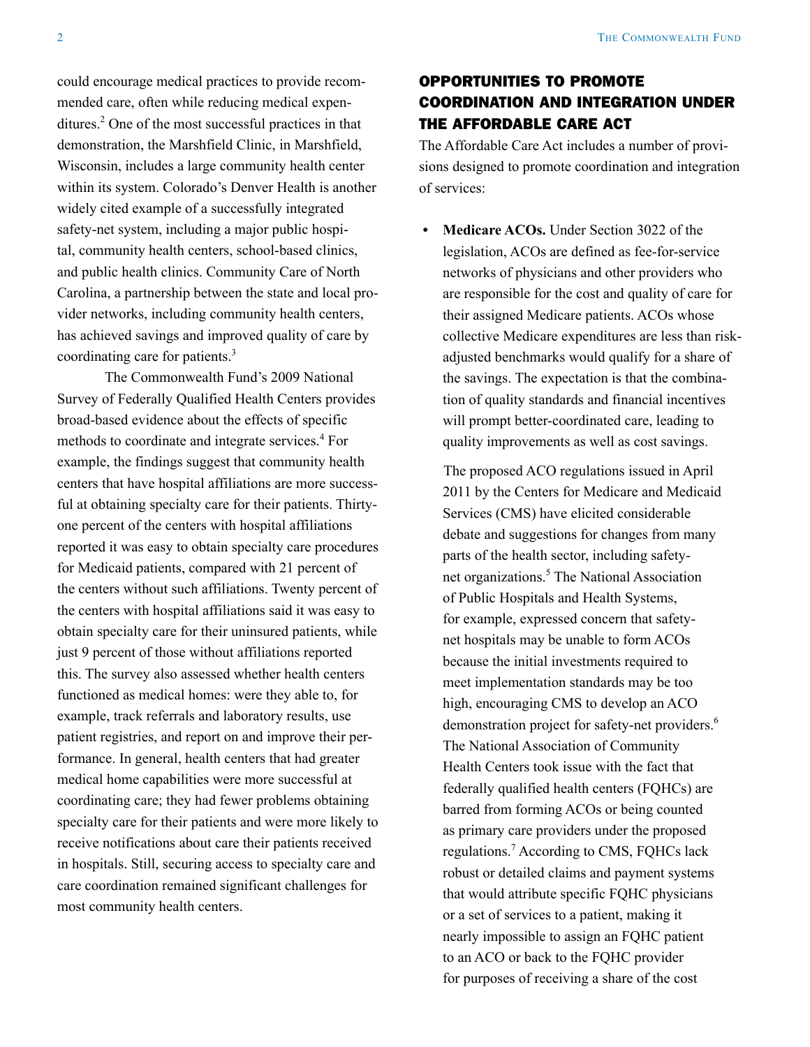could encourage medical practices to provide recommended care, often while reducing medical expenditures.[2] One of the most successful practices in that demonstration, the Marshfield Clinic, in Marshfield, Wisconsin, includes a large community health center within its system. Colorado's Denver Health is another widely cited example of a successfully integrated safety-net system, including a major public hospital, community health centers, school-based clinics, and public health clinics. Community Care of North Carolina, a partnership between the state and local provider networks, including community health centers, has achieved savings and improved quality of care by coordinating care for patients.[3]

The Commonwealth Fund's 2009 National Survey of Federally Qualified Health Centers provides broad-based evidence about the effects of specific methods to coordinate and integrate services.[4] For example, the findings suggest that community health centers that have hospital affiliations are more successful at obtaining specialty care for their patients. Thirty-one percent of the centers with hospital affiliations reported it was easy to obtain specialty care procedures for Medicaid patients, compared with 21 percent of the centers without such affiliations. Twenty percent of the centers with hospital affiliations said it was easy to obtain specialty care for their uninsured patients, while just 9 percent of those without affiliations reported this. The survey also assessed whether health centers functioned as medical homes: were they able to, for example, track referrals and laboratory results, use patient registries, and report on and improve their performance. In general, health centers that had greater medical home capabilities were more successful at coordinating care; they had fewer problems obtaining specialty care for their patients and were more likely to receive notifications about care their patients received in hospitals. Still, securing access to specialty care and care coordination remained significant challenges for most community health centers.

## OPPORTUNITIES TO PROMOTE COORDINATION AND INTEGRATION UNDER THE AFFORDABLE CARE ACT

The Affordable Care Act includes a number of provisions designed to promote coordination and integration of services:

- **Medicare ACOs.** Under Section 3022 of the legislation, ACOs are defined as fee-for-service networks of physicians and other providers who are responsible for the cost and quality of care for their assigned Medicare patients. ACOs whose collective Medicare expenditures are less than risk-adjusted benchmarks would qualify for a share of the savings. The expectation is that the combination of quality standards and financial incentives will prompt better-coordinated care, leading to quality improvements as well as cost savings.

  The proposed ACO regulations issued in April 2011 by the Centers for Medicare and Medicaid Services (CMS) have elicited considerable debate and suggestions for changes from many parts of the health sector, including safety-net organizations.[5] The National Association of Public Hospitals and Health Systems, for example, expressed concern that safety-net hospitals may be unable to form ACOs because the initial investments required to meet implementation standards may be too high, encouraging CMS to develop an ACO demonstration project for safety-net providers.[6] The National Association of Community Health Centers took issue with the fact that federally qualified health centers (FQHCs) are barred from forming ACOs or being counted as primary care providers under the proposed regulations.[7] According to CMS, FQHCs lack robust or detailed claims and payment systems that would attribute specific FQHC physicians or a set of services to a patient, making it nearly impossible to assign an FQHC patient to an ACO or back to the FQHC provider for purposes of receiving a share of the cost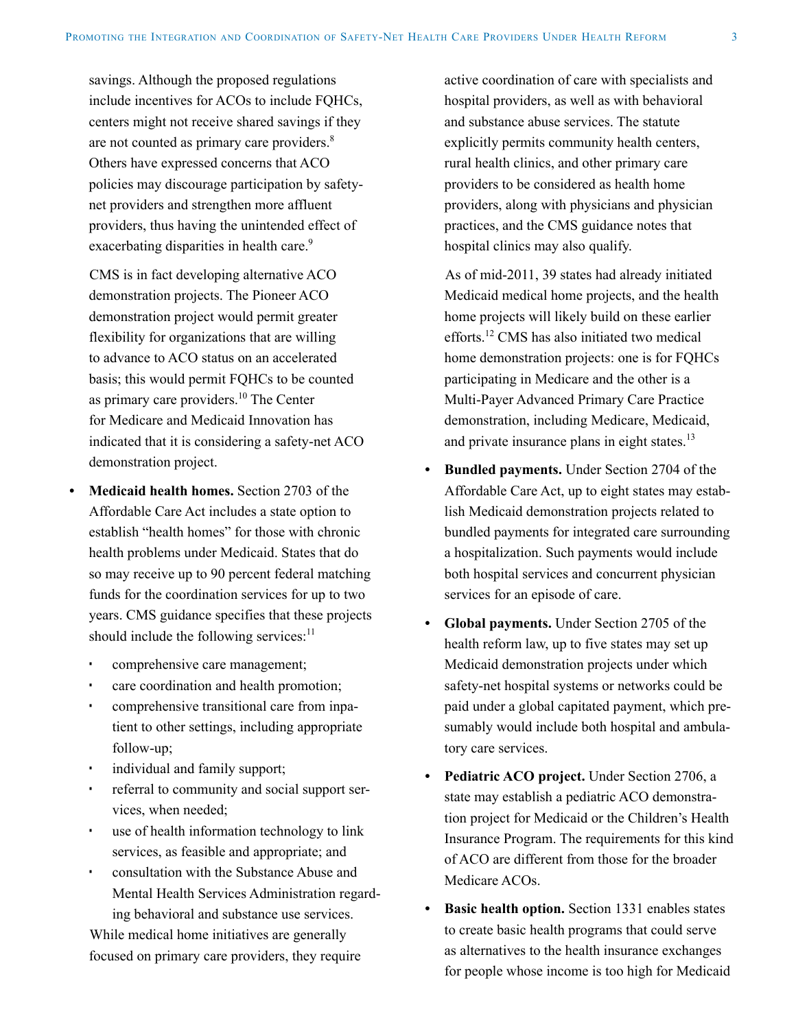savings. Although the proposed regulations include incentives for ACOs to include FQHCs, centers might not receive shared savings if they are not counted as primary care providers.[8] Others have expressed concerns that ACO policies may discourage participation by safety-net providers and strengthen more affluent providers, thus having the unintended effect of exacerbating disparities in health care.[9]

CMS is in fact developing alternative ACO demonstration projects. The Pioneer ACO demonstration project would permit greater flexibility for organizations that are willing to advance to ACO status on an accelerated basis; this would permit FQHCs to be counted as primary care providers.[10] The Center for Medicare and Medicaid Innovation has indicated that it is considering a safety-net ACO demonstration project.

- **Medicaid health homes.** Section 2703 of the Affordable Care Act includes a state option to establish "health homes" for those with chronic health problems under Medicaid. States that do so may receive up to 90 percent federal matching funds for the coordination services for up to two years. CMS guidance specifies that these projects should include the following services:[11]
  - comprehensive care management;
  - care coordination and health promotion;
  - comprehensive transitional care from inpatient to other settings, including appropriate follow-up;
  - individual and family support;
  - referral to community and social support services, when needed;
  - use of health information technology to link services, as feasible and appropriate; and
  - consultation with the Substance Abuse and Mental Health Services Administration regarding behavioral and substance use services.

  While medical home initiatives are generally focused on primary care providers, they require active coordination of care with specialists and hospital providers, as well as with behavioral and substance abuse services. The statute explicitly permits community health centers, rural health clinics, and other primary care providers to be considered as health home providers, along with physicians and physician practices, and the CMS guidance notes that hospital clinics may also qualify.

  As of mid-2011, 39 states had already initiated Medicaid medical home projects, and the health home projects will likely build on these earlier efforts.[12] CMS has also initiated two medical home demonstration projects: one is for FQHCs participating in Medicare and the other is a Multi-Payer Advanced Primary Care Practice demonstration, including Medicare, Medicaid, and private insurance plans in eight states.[13]

- **Bundled payments.** Under Section 2704 of the Affordable Care Act, up to eight states may establish Medicaid demonstration projects related to bundled payments for integrated care surrounding a hospitalization. Such payments would include both hospital services and concurrent physician services for an episode of care.

- **Global payments.** Under Section 2705 of the health reform law, up to five states may set up Medicaid demonstration projects under which safety-net hospital systems or networks could be paid under a global capitated payment, which presumably would include both hospital and ambulatory care services.

- **Pediatric ACO project.** Under Section 2706, a state may establish a pediatric ACO demonstration project for Medicaid or the Children's Health Insurance Program. The requirements for this kind of ACO are different from those for the broader Medicare ACOs.

- **Basic health option.** Section 1331 enables states to create basic health programs that could serve as alternatives to the health insurance exchanges for people whose income is too high for Medicaid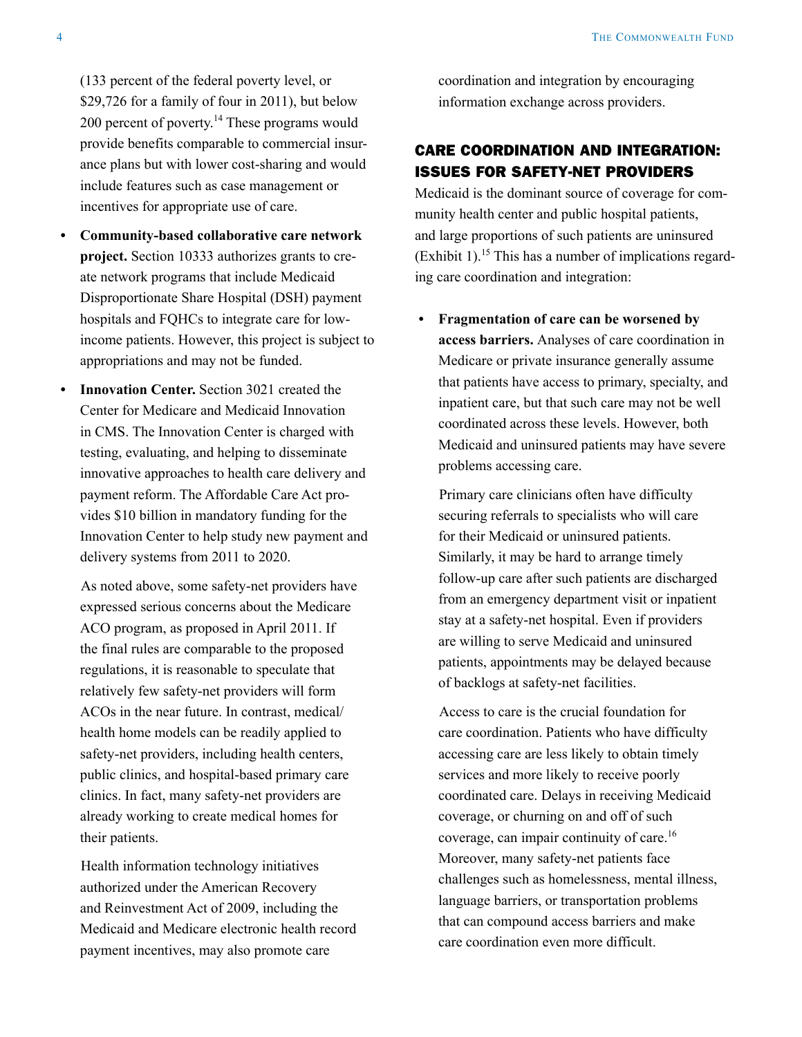(133 percent of the federal poverty level, or $29,726 for a family of four in 2011), but below 200 percent of poverty.[14] These programs would provide benefits comparable to commercial insurance plans but with lower cost-sharing and would include features such as case management or incentives for appropriate use of care.

- **Community-based collaborative care network project.** Section 10333 authorizes grants to create network programs that include Medicaid Disproportionate Share Hospital (DSH) payment hospitals and FQHCs to integrate care for low-income patients. However, this project is subject to appropriations and may not be funded.
- **Innovation Center.** Section 3021 created the Center for Medicare and Medicaid Innovation in CMS. The Innovation Center is charged with testing, evaluating, and helping to disseminate innovative approaches to health care delivery and payment reform. The Affordable Care Act provides $10 billion in mandatory funding for the Innovation Center to help study new payment and delivery systems from 2011 to 2020.

As noted above, some safety-net providers have expressed serious concerns about the Medicare ACO program, as proposed in April 2011. If the final rules are comparable to the proposed regulations, it is reasonable to speculate that relatively few safety-net providers will form ACOs in the near future. In contrast, medical/health home models can be readily applied to safety-net providers, including health centers, public clinics, and hospital-based primary care clinics. In fact, many safety-net providers are already working to create medical homes for their patients.

Health information technology initiatives authorized under the American Recovery and Reinvestment Act of 2009, including the Medicaid and Medicare electronic health record payment incentives, may also promote care coordination and integration by encouraging information exchange across providers.

## CARE COORDINATION AND INTEGRATION: ISSUES FOR SAFETY-NET PROVIDERS

Medicaid is the dominant source of coverage for community health center and public hospital patients, and large proportions of such patients are uninsured (Exhibit 1).[15] This has a number of implications regarding care coordination and integration:

- **Fragmentation of care can be worsened by access barriers.** Analyses of care coordination in Medicare or private insurance generally assume that patients have access to primary, specialty, and inpatient care, but that such care may not be well coordinated across these levels. However, both Medicaid and uninsured patients may have severe problems accessing care.

  Primary care clinicians often have difficulty securing referrals to specialists who will care for their Medicaid or uninsured patients. Similarly, it may be hard to arrange timely follow-up care after such patients are discharged from an emergency department visit or inpatient stay at a safety-net hospital. Even if providers are willing to serve Medicaid and uninsured patients, appointments may be delayed because of backlogs at safety-net facilities.

  Access to care is the crucial foundation for care coordination. Patients who have difficulty accessing care are less likely to obtain timely services and more likely to receive poorly coordinated care. Delays in receiving Medicaid coverage, or churning on and off of such coverage, can impair continuity of care.[16] Moreover, many safety-net patients face challenges such as homelessness, mental illness, language barriers, or transportation problems that can compound access barriers and make care coordination even more difficult.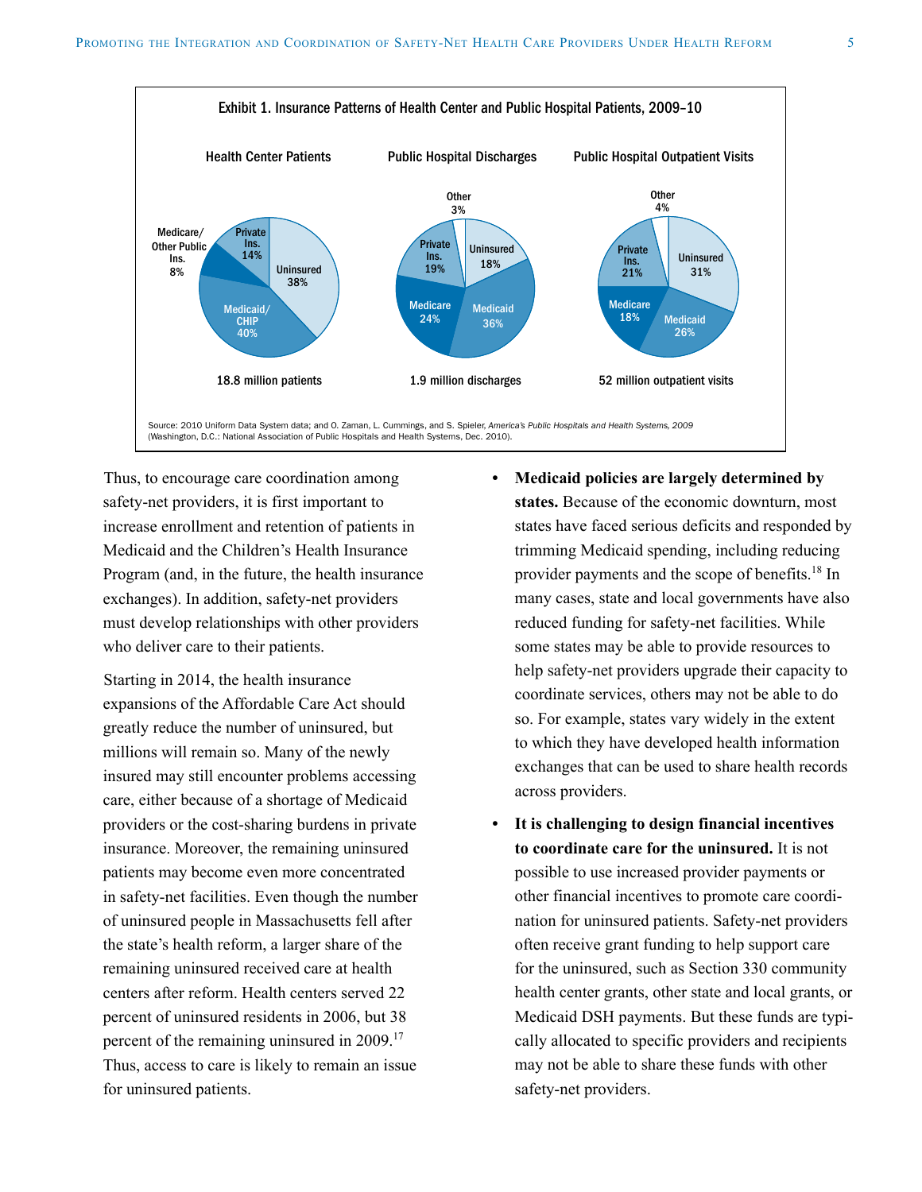**Exhibit 1. Insurance Patterns of Health Center and Public Hospital Patients, 2009–10**

| Health Center Patients | | Public Hospital Discharges | | Public Hospital Outpatient Visits | |
|---|---|---|---|---|---|
| Uninsured | 38% | Uninsured | 18% | Uninsured | 31% |
| Medicaid/CHIP | 40% | Medicaid | 36% | Medicaid | 26% |
| Medicare/Other Public Ins. | 8% | Medicare | 24% | Medicare | 18% |
| Private Ins. | 14% | Private Ins. | 19% | Private Ins. | 21% |
| | | Other | 3% | Other | 4% |
| 18.8 million patients | | 1.9 million discharges | | 52 million outpatient visits | |

Source: 2010 Uniform Data System data; and O. Zaman, L. Cummings, and S. Spieler, *America's Public Hospitals and Health Systems, 2009* (Washington, D.C.: National Association of Public Hospitals and Health Systems, Dec. 2010).

Thus, to encourage care coordination among safety-net providers, it is first important to increase enrollment and retention of patients in Medicaid and the Children's Health Insurance Program (and, in the future, the health insurance exchanges). In addition, safety-net providers must develop relationships with other providers who deliver care to their patients.

Starting in 2014, the health insurance expansions of the Affordable Care Act should greatly reduce the number of uninsured, but millions will remain so. Many of the newly insured may still encounter problems accessing care, either because of a shortage of Medicaid providers or the cost-sharing burdens in private insurance. Moreover, the remaining uninsured patients may become even more concentrated in safety-net facilities. Even though the number of uninsured people in Massachusetts fell after the state's health reform, a larger share of the remaining uninsured received care at health centers after reform. Health centers served 22 percent of uninsured residents in 2006, but 38 percent of the remaining uninsured in 2009.[17] Thus, access to care is likely to remain an issue for uninsured patients.

- **Medicaid policies are largely determined by states.** Because of the economic downturn, most states have faced serious deficits and responded by trimming Medicaid spending, including reducing provider payments and the scope of benefits.[18] In many cases, state and local governments have also reduced funding for safety-net facilities. While some states may be able to provide resources to help safety-net providers upgrade their capacity to coordinate services, others may not be able to do so. For example, states vary widely in the extent to which they have developed health information exchanges that can be used to share health records across providers.
- **It is challenging to design financial incentives to coordinate care for the uninsured.** It is not possible to use increased provider payments or other financial incentives to promote care coordination for uninsured patients. Safety-net providers often receive grant funding to help support care for the uninsured, such as Section 330 community health center grants, other state and local grants, or Medicaid DSH payments. But these funds are typically allocated to specific providers and recipients may not be able to share these funds with other safety-net providers.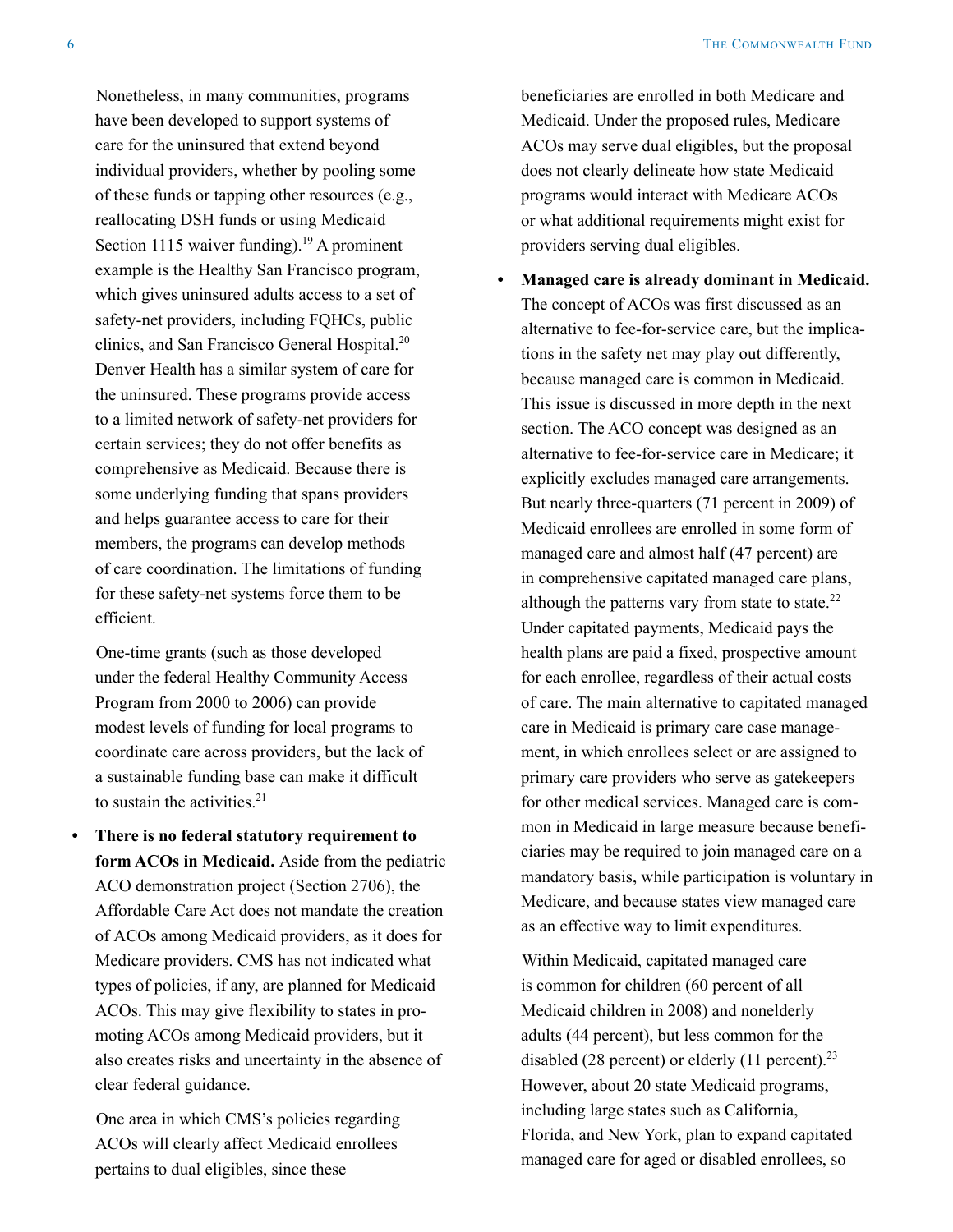Nonetheless, in many communities, programs have been developed to support systems of care for the uninsured that extend beyond individual providers, whether by pooling some of these funds or tapping other resources (e.g., reallocating DSH funds or using Medicaid Section 1115 waiver funding).[19] A prominent example is the Healthy San Francisco program, which gives uninsured adults access to a set of safety-net providers, including FQHCs, public clinics, and San Francisco General Hospital.[20] Denver Health has a similar system of care for the uninsured. These programs provide access to a limited network of safety-net providers for certain services; they do not offer benefits as comprehensive as Medicaid. Because there is some underlying funding that spans providers and helps guarantee access to care for their members, the programs can develop methods of care coordination. The limitations of funding for these safety-net systems force them to be efficient.

One-time grants (such as those developed under the federal Healthy Community Access Program from 2000 to 2006) can provide modest levels of funding for local programs to coordinate care across providers, but the lack of a sustainable funding base can make it difficult to sustain the activities.[21]

- **There is no federal statutory requirement to form ACOs in Medicaid.** Aside from the pediatric ACO demonstration project (Section 2706), the Affordable Care Act does not mandate the creation of ACOs among Medicaid providers, as it does for Medicare providers. CMS has not indicated what types of policies, if any, are planned for Medicaid ACOs. This may give flexibility to states in promoting ACOs among Medicaid providers, but it also creates risks and uncertainty in the absence of clear federal guidance.

  One area in which CMS's policies regarding ACOs will clearly affect Medicaid enrollees pertains to dual eligibles, since these beneficiaries are enrolled in both Medicare and Medicaid. Under the proposed rules, Medicare ACOs may serve dual eligibles, but the proposal does not clearly delineate how state Medicaid programs would interact with Medicare ACOs or what additional requirements might exist for providers serving dual eligibles.

- **Managed care is already dominant in Medicaid.** The concept of ACOs was first discussed as an alternative to fee-for-service care, but the implications in the safety net may play out differently, because managed care is common in Medicaid. This issue is discussed in more depth in the next section. The ACO concept was designed as an alternative to fee-for-service care in Medicare; it explicitly excludes managed care arrangements. But nearly three-quarters (71 percent in 2009) of Medicaid enrollees are enrolled in some form of managed care and almost half (47 percent) are in comprehensive capitated managed care plans, although the patterns vary from state to state.[22] Under capitated payments, Medicaid pays the health plans are paid a fixed, prospective amount for each enrollee, regardless of their actual costs of care. The main alternative to capitated managed care in Medicaid is primary care case management, in which enrollees select or are assigned to primary care providers who serve as gatekeepers for other medical services. Managed care is common in Medicaid in large measure because beneficiaries may be required to join managed care on a mandatory basis, while participation is voluntary in Medicare, and because states view managed care as an effective way to limit expenditures.

  Within Medicaid, capitated managed care is common for children (60 percent of all Medicaid children in 2008) and nonelderly adults (44 percent), but less common for the disabled (28 percent) or elderly (11 percent).[23] However, about 20 state Medicaid programs, including large states such as California, Florida, and New York, plan to expand capitated managed care for aged or disabled enrollees, so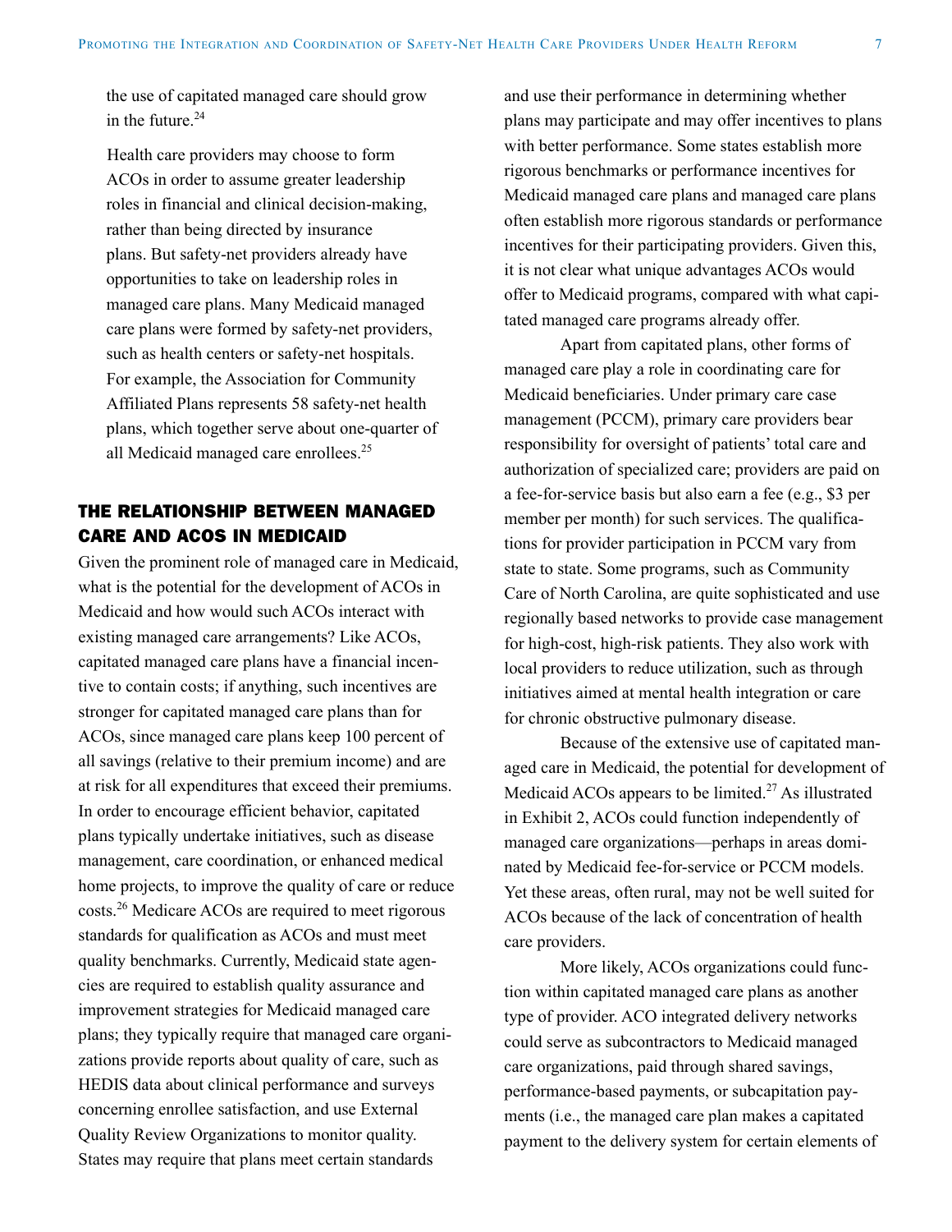the use of capitated managed care should grow in the future.[24]

Health care providers may choose to form ACOs in order to assume greater leadership roles in financial and clinical decision-making, rather than being directed by insurance plans. But safety-net providers already have opportunities to take on leadership roles in managed care plans. Many Medicaid managed care plans were formed by safety-net providers, such as health centers or safety-net hospitals. For example, the Association for Community Affiliated Plans represents 58 safety-net health plans, which together serve about one-quarter of all Medicaid managed care enrollees.[25]

## THE RELATIONSHIP BETWEEN MANAGED CARE AND ACOS IN MEDICAID

Given the prominent role of managed care in Medicaid, what is the potential for the development of ACOs in Medicaid and how would such ACOs interact with existing managed care arrangements? Like ACOs, capitated managed care plans have a financial incentive to contain costs; if anything, such incentives are stronger for capitated managed care plans than for ACOs, since managed care plans keep 100 percent of all savings (relative to their premium income) and are at risk for all expenditures that exceed their premiums. In order to encourage efficient behavior, capitated plans typically undertake initiatives, such as disease management, care coordination, or enhanced medical home projects, to improve the quality of care or reduce costs.[26] Medicare ACOs are required to meet rigorous standards for qualification as ACOs and must meet quality benchmarks. Currently, Medicaid state agencies are required to establish quality assurance and improvement strategies for Medicaid managed care plans; they typically require that managed care organizations provide reports about quality of care, such as HEDIS data about clinical performance and surveys concerning enrollee satisfaction, and use External Quality Review Organizations to monitor quality. States may require that plans meet certain standards and use their performance in determining whether plans may participate and may offer incentives to plans with better performance. Some states establish more rigorous benchmarks or performance incentives for Medicaid managed care plans and managed care plans often establish more rigorous standards or performance incentives for their participating providers. Given this, it is not clear what unique advantages ACOs would offer to Medicaid programs, compared with what capitated managed care programs already offer.

Apart from capitated plans, other forms of managed care play a role in coordinating care for Medicaid beneficiaries. Under primary care case management (PCCM), primary care providers bear responsibility for oversight of patients' total care and authorization of specialized care; providers are paid on a fee-for-service basis but also earn a fee (e.g., $3 per member per month) for such services. The qualifications for provider participation in PCCM vary from state to state. Some programs, such as Community Care of North Carolina, are quite sophisticated and use regionally based networks to provide case management for high-cost, high-risk patients. They also work with local providers to reduce utilization, such as through initiatives aimed at mental health integration or care for chronic obstructive pulmonary disease.

Because of the extensive use of capitated managed care in Medicaid, the potential for development of Medicaid ACOs appears to be limited.[27] As illustrated in Exhibit 2, ACOs could function independently of managed care organizations—perhaps in areas dominated by Medicaid fee-for-service or PCCM models. Yet these areas, often rural, may not be well suited for ACOs because of the lack of concentration of health care providers.

More likely, ACOs organizations could function within capitated managed care plans as another type of provider. ACO integrated delivery networks could serve as subcontractors to Medicaid managed care organizations, paid through shared savings, performance-based payments, or subcapitation payments (i.e., the managed care plan makes a capitated payment to the delivery system for certain elements of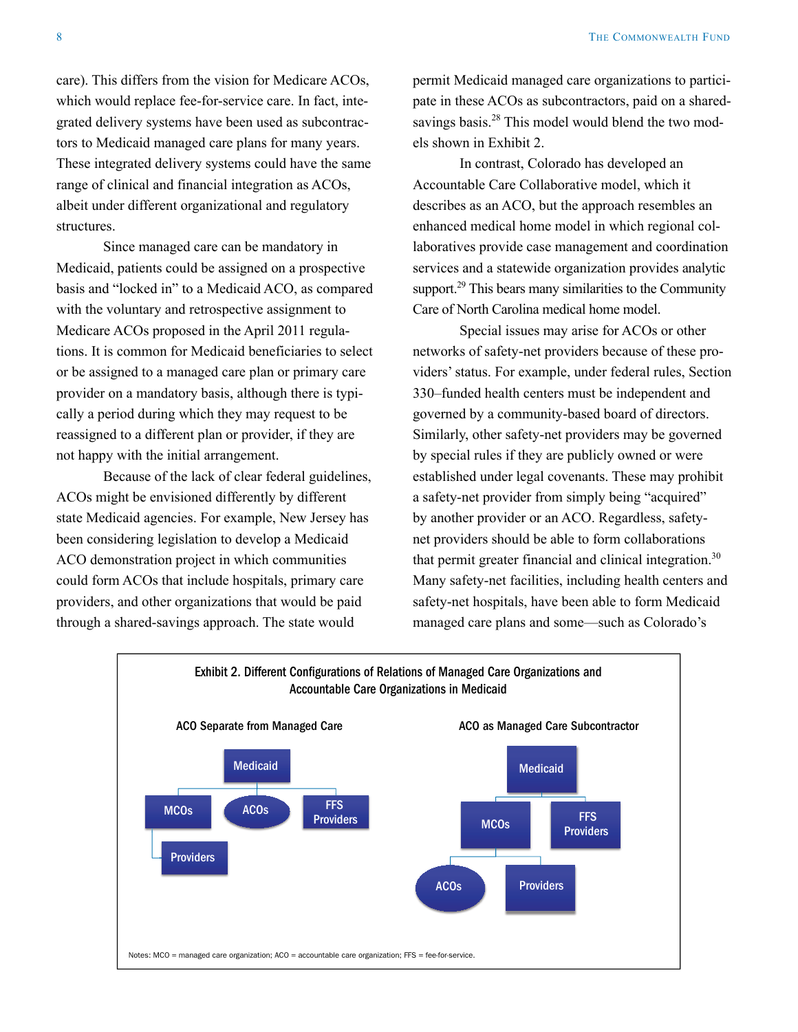care). This differs from the vision for Medicare ACOs, which would replace fee-for-service care. In fact, integrated delivery systems have been used as subcontractors to Medicaid managed care plans for many years. These integrated delivery systems could have the same range of clinical and financial integration as ACOs, albeit under different organizational and regulatory structures.

Since managed care can be mandatory in Medicaid, patients could be assigned on a prospective basis and "locked in" to a Medicaid ACO, as compared with the voluntary and retrospective assignment to Medicare ACOs proposed in the April 2011 regulations. It is common for Medicaid beneficiaries to select or be assigned to a managed care plan or primary care provider on a mandatory basis, although there is typically a period during which they may request to be reassigned to a different plan or provider, if they are not happy with the initial arrangement.

Because of the lack of clear federal guidelines, ACOs might be envisioned differently by different state Medicaid agencies. For example, New Jersey has been considering legislation to develop a Medicaid ACO demonstration project in which communities could form ACOs that include hospitals, primary care providers, and other organizations that would be paid through a shared-savings approach. The state would permit Medicaid managed care organizations to participate in these ACOs as subcontractors, paid on a shared-savings basis.[28] This model would blend the two models shown in Exhibit 2.

In contrast, Colorado has developed an Accountable Care Collaborative model, which it describes as an ACO, but the approach resembles an enhanced medical home model in which regional collaboratives provide case management and coordination services and a statewide organization provides analytic support.[29] This bears many similarities to the Community Care of North Carolina medical home model.

Special issues may arise for ACOs or other networks of safety-net providers because of these providers' status. For example, under federal rules, Section 330–funded health centers must be independent and governed by a community-based board of directors. Similarly, other safety-net providers may be governed by special rules if they are publicly owned or were established under legal covenants. These may prohibit a safety-net provider from simply being "acquired" by another provider or an ACO. Regardless, safety-net providers should be able to form collaborations that permit greater financial and clinical integration.[30] Many safety-net facilities, including health centers and safety-net hospitals, have been able to form Medicaid managed care plans and some—such as Colorado's

**Exhibit 2. Different Configurations of Relations of Managed Care Organizations and Accountable Care Organizations in Medicaid**

**ACO Separate from Managed Care**

- Medicaid
  - MCOs
    - Providers
  - ACOs
  - FFS Providers

**ACO as Managed Care Subcontractor**

- Medicaid
  - MCOs
    - ACOs
    - Providers
  - FFS Providers

Notes: MCO = managed care organization; ACO = accountable care organization; FFS = fee-for-service.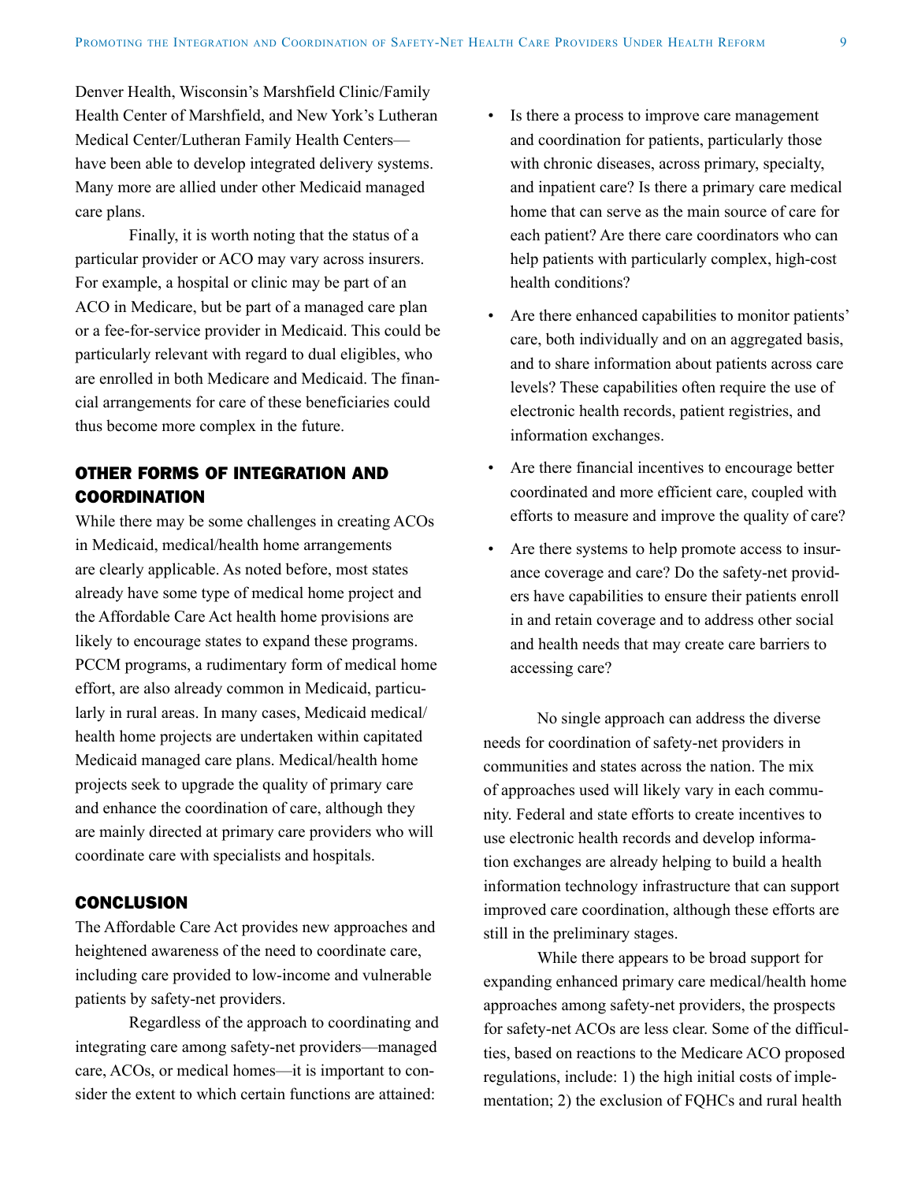Denver Health, Wisconsin's Marshfield Clinic/Family Health Center of Marshfield, and New York's Lutheran Medical Center/Lutheran Family Health Centers—have been able to develop integrated delivery systems. Many more are allied under other Medicaid managed care plans.

Finally, it is worth noting that the status of a particular provider or ACO may vary across insurers. For example, a hospital or clinic may be part of an ACO in Medicare, but be part of a managed care plan or a fee-for-service provider in Medicaid. This could be particularly relevant with regard to dual eligibles, who are enrolled in both Medicare and Medicaid. The financial arrangements for care of these beneficiaries could thus become more complex in the future.

## OTHER FORMS OF INTEGRATION AND COORDINATION

While there may be some challenges in creating ACOs in Medicaid, medical/health home arrangements are clearly applicable. As noted before, most states already have some type of medical home project and the Affordable Care Act health home provisions are likely to encourage states to expand these programs. PCCM programs, a rudimentary form of medical home effort, are also already common in Medicaid, particularly in rural areas. In many cases, Medicaid medical/health home projects are undertaken within capitated Medicaid managed care plans. Medical/health home projects seek to upgrade the quality of primary care and enhance the coordination of care, although they are mainly directed at primary care providers who will coordinate care with specialists and hospitals.

## CONCLUSION

The Affordable Care Act provides new approaches and heightened awareness of the need to coordinate care, including care provided to low-income and vulnerable patients by safety-net providers.

Regardless of the approach to coordinating and integrating care among safety-net providers—managed care, ACOs, or medical homes—it is important to consider the extent to which certain functions are attained:

- Is there a process to improve care management and coordination for patients, particularly those with chronic diseases, across primary, specialty, and inpatient care? Is there a primary care medical home that can serve as the main source of care for each patient? Are there care coordinators who can help patients with particularly complex, high-cost health conditions?
- Are there enhanced capabilities to monitor patients' care, both individually and on an aggregated basis, and to share information about patients across care levels? These capabilities often require the use of electronic health records, patient registries, and information exchanges.
- Are there financial incentives to encourage better coordinated and more efficient care, coupled with efforts to measure and improve the quality of care?
- Are there systems to help promote access to insurance coverage and care? Do the safety-net providers have capabilities to ensure their patients enroll in and retain coverage and to address other social and health needs that may create care barriers to accessing care?

No single approach can address the diverse needs for coordination of safety-net providers in communities and states across the nation. The mix of approaches used will likely vary in each community. Federal and state efforts to create incentives to use electronic health records and develop information exchanges are already helping to build a health information technology infrastructure that can support improved care coordination, although these efforts are still in the preliminary stages.

While there appears to be broad support for expanding enhanced primary care medical/health home approaches among safety-net providers, the prospects for safety-net ACOs are less clear. Some of the difficulties, based on reactions to the Medicare ACO proposed regulations, include: 1) the high initial costs of implementation; 2) the exclusion of FQHCs and rural health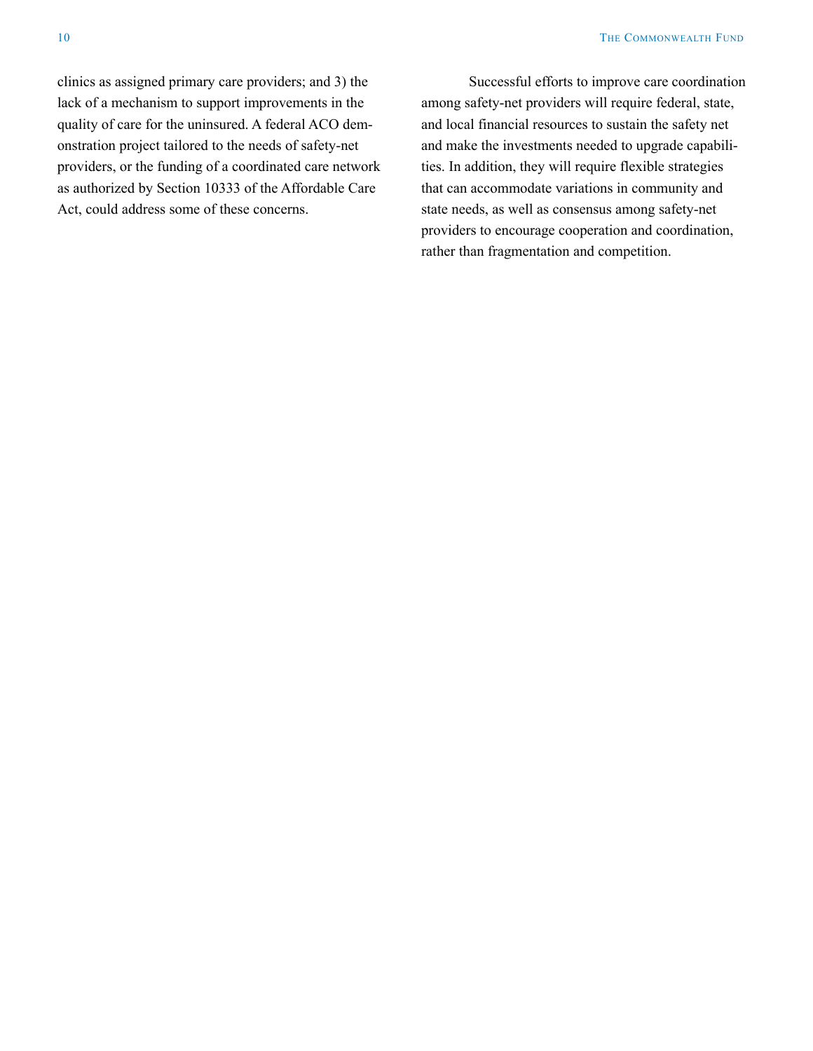clinics as assigned primary care providers; and 3) the lack of a mechanism to support improvements in the quality of care for the uninsured. A federal ACO demonstration project tailored to the needs of safety-net providers, or the funding of a coordinated care network as authorized by Section 10333 of the Affordable Care Act, could address some of these concerns.

Successful efforts to improve care coordination among safety-net providers will require federal, state, and local financial resources to sustain the safety net and make the investments needed to upgrade capabilities. In addition, they will require flexible strategies that can accommodate variations in community and state needs, as well as consensus among safety-net providers to encourage cooperation and coordination, rather than fragmentation and competition.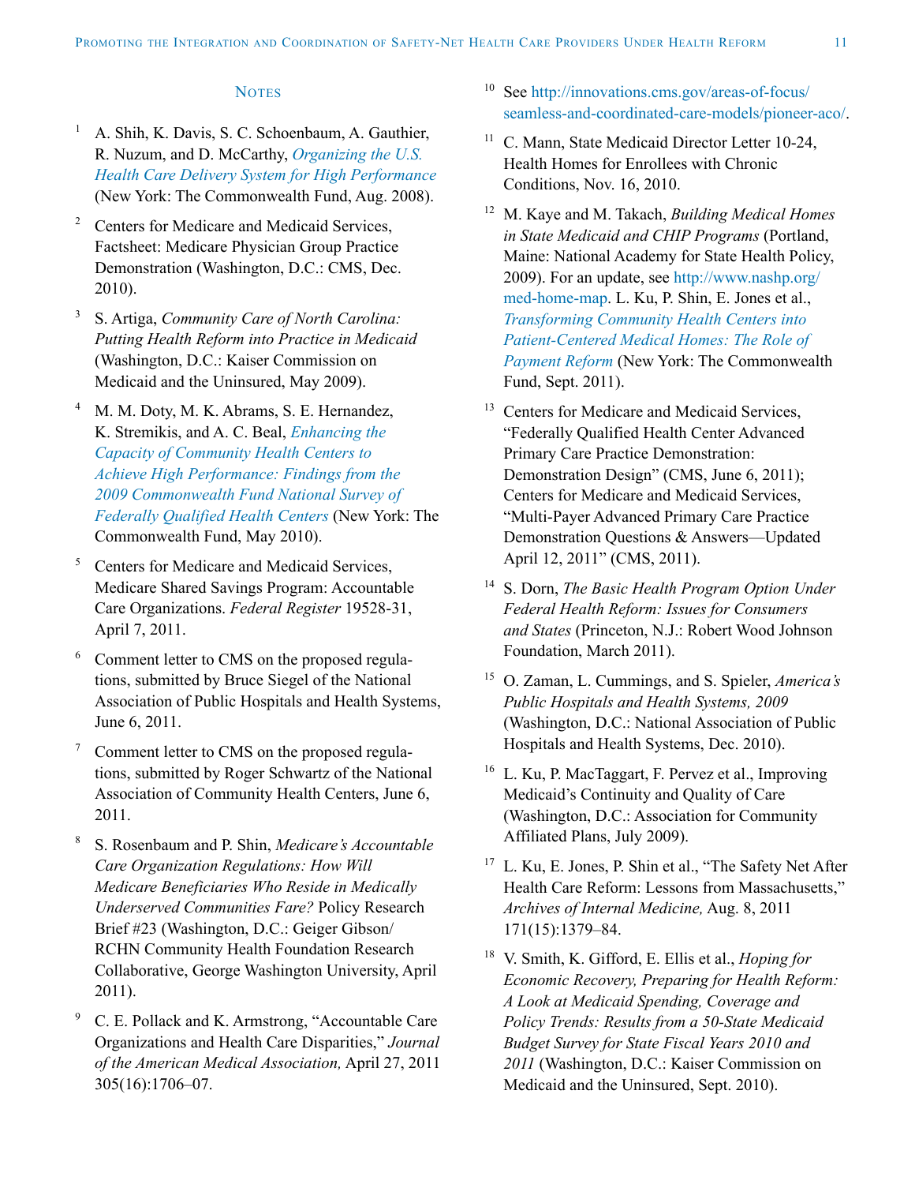## Notes

1. A. Shih, K. Davis, S. C. Schoenbaum, A. Gauthier, R. Nuzum, and D. McCarthy, *Organizing the U.S. Health Care Delivery System for High Performance* (New York: The Commonwealth Fund, Aug. 2008).

2. Centers for Medicare and Medicaid Services, Factsheet: Medicare Physician Group Practice Demonstration (Washington, D.C.: CMS, Dec. 2010).

3. S. Artiga, *Community Care of North Carolina: Putting Health Reform into Practice in Medicaid* (Washington, D.C.: Kaiser Commission on Medicaid and the Uninsured, May 2009).

4. M. M. Doty, M. K. Abrams, S. E. Hernandez, K. Stremikis, and A. C. Beal, *Enhancing the Capacity of Community Health Centers to Achieve High Performance: Findings from the 2009 Commonwealth Fund National Survey of Federally Qualified Health Centers* (New York: The Commonwealth Fund, May 2010).

5. Centers for Medicare and Medicaid Services, Medicare Shared Savings Program: Accountable Care Organizations. *Federal Register* 19528-31, April 7, 2011.

6. Comment letter to CMS on the proposed regulations, submitted by Bruce Siegel of the National Association of Public Hospitals and Health Systems, June 6, 2011.

7. Comment letter to CMS on the proposed regulations, submitted by Roger Schwartz of the National Association of Community Health Centers, June 6, 2011.

8. S. Rosenbaum and P. Shin, *Medicare's Accountable Care Organization Regulations: How Will Medicare Beneficiaries Who Reside in Medically Underserved Communities Fare?* Policy Research Brief #23 (Washington, D.C.: Geiger Gibson/RCHN Community Health Foundation Research Collaborative, George Washington University, April 2011).

9. C. E. Pollack and K. Armstrong, "Accountable Care Organizations and Health Care Disparities," *Journal of the American Medical Association,* April 27, 2011 305(16):1706–07.

10. See http://innovations.cms.gov/areas-of-focus/seamless-and-coordinated-care-models/pioneer-aco/.

11. C. Mann, State Medicaid Director Letter 10-24, Health Homes for Enrollees with Chronic Conditions, Nov. 16, 2010.

12. M. Kaye and M. Takach, *Building Medical Homes in State Medicaid and CHIP Programs* (Portland, Maine: National Academy for State Health Policy, 2009). For an update, see http://www.nashp.org/med-home-map. L. Ku, P. Shin, E. Jones et al., *Transforming Community Health Centers into Patient-Centered Medical Homes: The Role of Payment Reform* (New York: The Commonwealth Fund, Sept. 2011).

13. Centers for Medicare and Medicaid Services, "Federally Qualified Health Center Advanced Primary Care Practice Demonstration: Demonstration Design" (CMS, June 6, 2011); Centers for Medicare and Medicaid Services, "Multi-Payer Advanced Primary Care Practice Demonstration Questions & Answers—Updated April 12, 2011" (CMS, 2011).

14. S. Dorn, *The Basic Health Program Option Under Federal Health Reform: Issues for Consumers and States* (Princeton, N.J.: Robert Wood Johnson Foundation, March 2011).

15. O. Zaman, L. Cummings, and S. Spieler, *America's Public Hospitals and Health Systems, 2009* (Washington, D.C.: National Association of Public Hospitals and Health Systems, Dec. 2010).

16. L. Ku, P. MacTaggart, F. Pervez et al., Improving Medicaid's Continuity and Quality of Care (Washington, D.C.: Association for Community Affiliated Plans, July 2009).

17. L. Ku, E. Jones, P. Shin et al., "The Safety Net After Health Care Reform: Lessons from Massachusetts," *Archives of Internal Medicine,* Aug. 8, 2011 171(15):1379–84.

18. V. Smith, K. Gifford, E. Ellis et al., *Hoping for Economic Recovery, Preparing for Health Reform: A Look at Medicaid Spending, Coverage and Policy Trends: Results from a 50-State Medicaid Budget Survey for State Fiscal Years 2010 and 2011* (Washington, D.C.: Kaiser Commission on Medicaid and the Uninsured, Sept. 2010).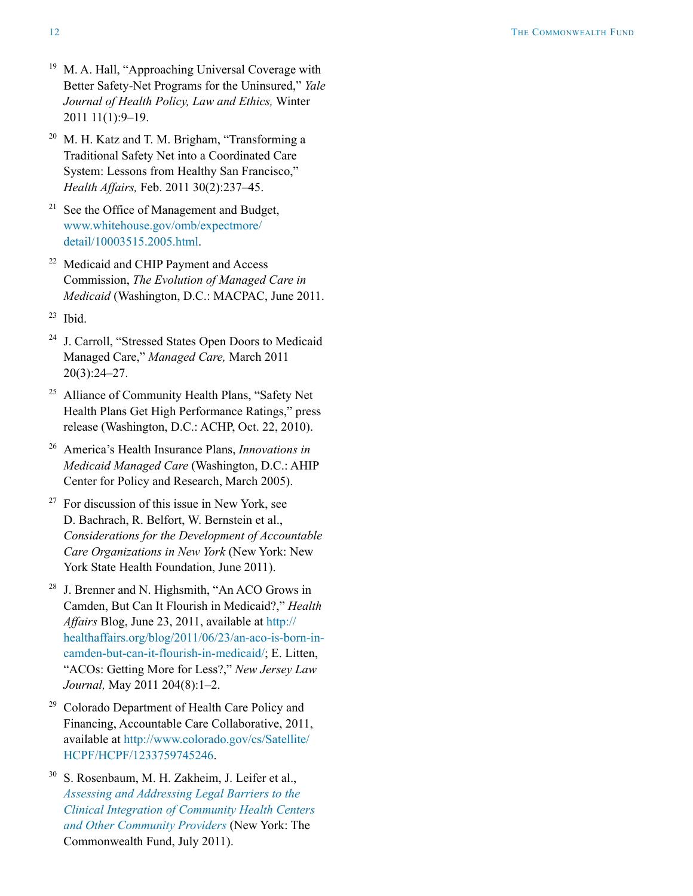[19] M. A. Hall, "Approaching Universal Coverage with Better Safety-Net Programs for the Uninsured," *Yale Journal of Health Policy, Law and Ethics,* Winter 2011 11(1):9–19.

[20] M. H. Katz and T. M. Brigham, "Transforming a Traditional Safety Net into a Coordinated Care System: Lessons from Healthy San Francisco," *Health Affairs,* Feb. 2011 30(2):237–45.

[21] See the Office of Management and Budget, www.whitehouse.gov/omb/expectmore/detail/10003515.2005.html.

[22] Medicaid and CHIP Payment and Access Commission, *The Evolution of Managed Care in Medicaid* (Washington, D.C.: MACPAC, June 2011.

[23] Ibid.

[24] J. Carroll, "Stressed States Open Doors to Medicaid Managed Care," *Managed Care,* March 2011 20(3):24–27.

[25] Alliance of Community Health Plans, "Safety Net Health Plans Get High Performance Ratings," press release (Washington, D.C.: ACHP, Oct. 22, 2010).

[26] America's Health Insurance Plans, *Innovations in Medicaid Managed Care* (Washington, D.C.: AHIP Center for Policy and Research, March 2005).

[27] For discussion of this issue in New York, see D. Bachrach, R. Belfort, W. Bernstein et al., *Considerations for the Development of Accountable Care Organizations in New York* (New York: New York State Health Foundation, June 2011).

[28] J. Brenner and N. Highsmith, "An ACO Grows in Camden, But Can It Flourish in Medicaid?," *Health Affairs* Blog, June 23, 2011, available at http://healthaffairs.org/blog/2011/06/23/an-aco-is-born-in-camden-but-can-it-flourish-in-medicaid/; E. Litten, "ACOs: Getting More for Less?," *New Jersey Law Journal,* May 2011 204(8):1–2.

[29] Colorado Department of Health Care Policy and Financing, Accountable Care Collaborative, 2011, available at http://www.colorado.gov/cs/Satellite/HCPF/HCPF/1233759745246.

[30] S. Rosenbaum, M. H. Zakheim, J. Leifer et al., *Assessing and Addressing Legal Barriers to the Clinical Integration of Community Health Centers and Other Community Providers* (New York: The Commonwealth Fund, July 2011).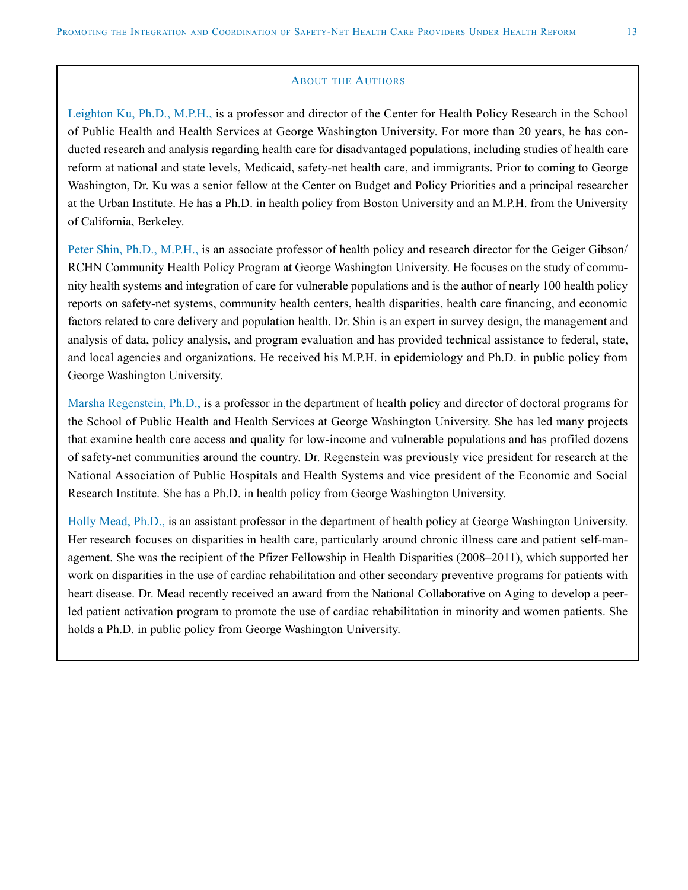## About the Authors

**Leighton Ku, Ph.D., M.P.H.,** is a professor and director of the Center for Health Policy Research in the School of Public Health and Health Services at George Washington University. For more than 20 years, he has conducted research and analysis regarding health care for disadvantaged populations, including studies of health care reform at national and state levels, Medicaid, safety-net health care, and immigrants. Prior to coming to George Washington, Dr. Ku was a senior fellow at the Center on Budget and Policy Priorities and a principal researcher at the Urban Institute. He has a Ph.D. in health policy from Boston University and an M.P.H. from the University of California, Berkeley.

**Peter Shin, Ph.D., M.P.H.,** is an associate professor of health policy and research director for the Geiger Gibson/RCHN Community Health Policy Program at George Washington University. He focuses on the study of community health systems and integration of care for vulnerable populations and is the author of nearly 100 health policy reports on safety-net systems, community health centers, health disparities, health care financing, and economic factors related to care delivery and population health. Dr. Shin is an expert in survey design, the management and analysis of data, policy analysis, and program evaluation and has provided technical assistance to federal, state, and local agencies and organizations. He received his M.P.H. in epidemiology and Ph.D. in public policy from George Washington University.

**Marsha Regenstein, Ph.D.,** is a professor in the department of health policy and director of doctoral programs for the School of Public Health and Health Services at George Washington University. She has led many projects that examine health care access and quality for low-income and vulnerable populations and has profiled dozens of safety-net communities around the country. Dr. Regenstein was previously vice president for research at the National Association of Public Hospitals and Health Systems and vice president of the Economic and Social Research Institute. She has a Ph.D. in health policy from George Washington University.

**Holly Mead, Ph.D.,** is an assistant professor in the department of health policy at George Washington University. Her research focuses on disparities in health care, particularly around chronic illness care and patient self-management. She was the recipient of the Pfizer Fellowship in Health Disparities (2008–2011), which supported her work on disparities in the use of cardiac rehabilitation and other secondary preventive programs for patients with heart disease. Dr. Mead recently received an award from the National Collaborative on Aging to develop a peer-led patient activation program to promote the use of cardiac rehabilitation in minority and women patients. She holds a Ph.D. in public policy from George Washington University.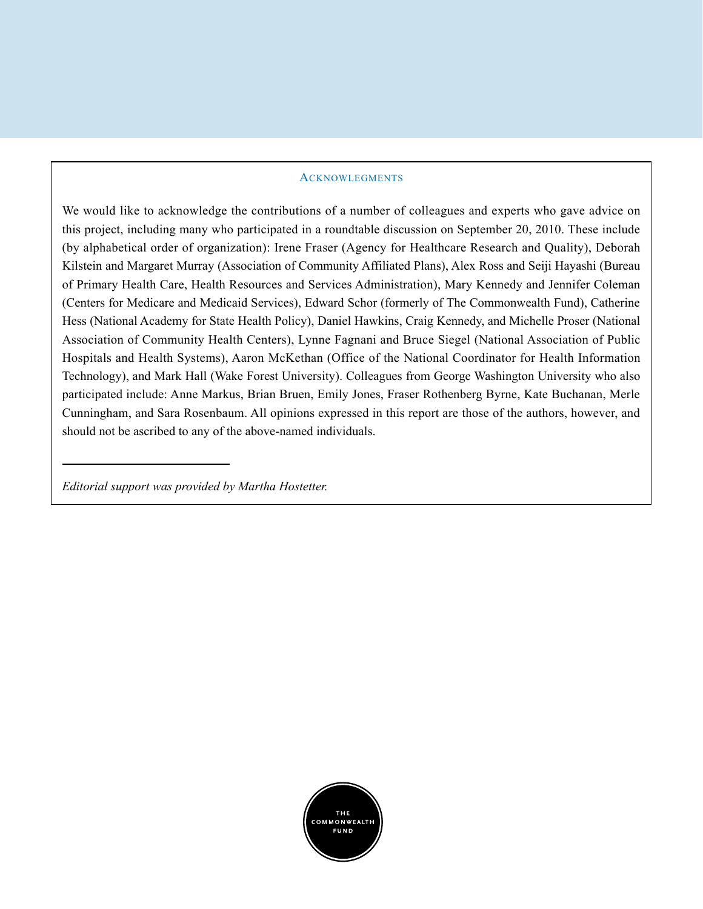## Acknowlegments

We would like to acknowledge the contributions of a number of colleagues and experts who gave advice on this project, including many who participated in a roundtable discussion on September 20, 2010. These include (by alphabetical order of organization): Irene Fraser (Agency for Healthcare Research and Quality), Deborah Kilstein and Margaret Murray (Association of Community Affiliated Plans), Alex Ross and Seiji Hayashi (Bureau of Primary Health Care, Health Resources and Services Administration), Mary Kennedy and Jennifer Coleman (Centers for Medicare and Medicaid Services), Edward Schor (formerly of The Commonwealth Fund), Catherine Hess (National Academy for State Health Policy), Daniel Hawkins, Craig Kennedy, and Michelle Proser (National Association of Community Health Centers), Lynne Fagnani and Bruce Siegel (National Association of Public Hospitals and Health Systems), Aaron McKethan (Office of the National Coordinator for Health Information Technology), and Mark Hall (Wake Forest University). Colleagues from George Washington University who also participated include: Anne Markus, Brian Bruen, Emily Jones, Fraser Rothenberg Byrne, Kate Buchanan, Merle Cunningham, and Sara Rosenbaum. All opinions expressed in this report are those of the authors, however, and should not be ascribed to any of the above-named individuals.

---

*Editorial support was provided by Martha Hostetter.*

THE COMMONWEALTH FUND